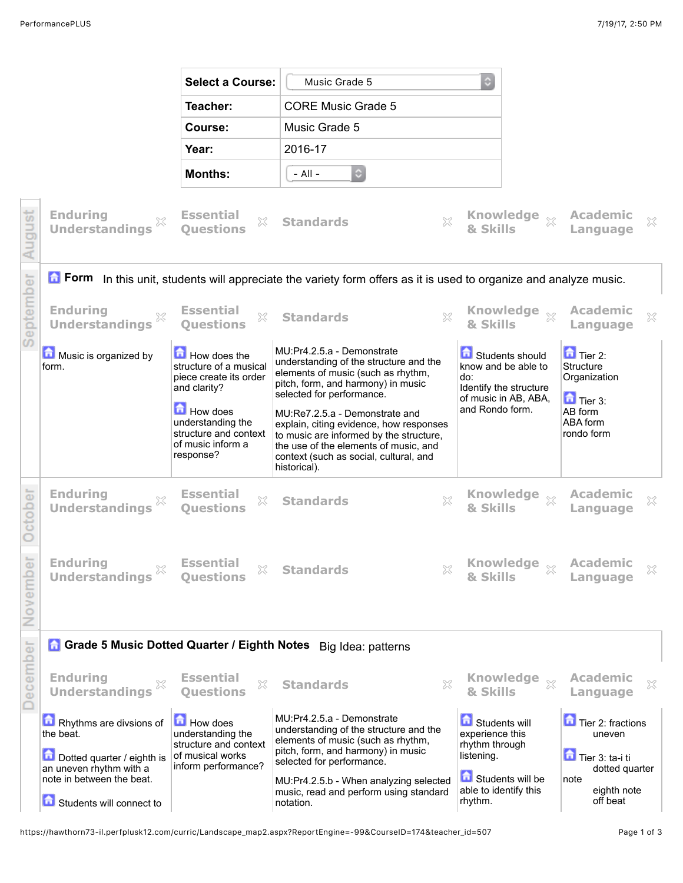| Select a Course: | Music Grade 5 |
| --- | --- |
| Teacher: | CORE Music Grade 5 |
| Course: | Music Grade 5 |
| Year: | 2016-17 |
| Months: | - All - |

## August

| Enduring Understandings | Essential Questions | Standards | Knowledge & Skills | Academic Language |
| --- | --- | --- | --- | --- |

## September

### Form

In this unit, students will appreciate the variety form offers as it is used to organize and analyze music.

| Enduring Understandings | Essential Questions | Standards | Knowledge & Skills | Academic Language |
| --- | --- | --- | --- | --- |
| Music is organized by form. | How does the structure of a musical piece create its order and clarity?<br><br>How does understanding the structure and context of music inform a response? | MU:Pr4.2.5.a - Demonstrate understanding of the structure and the elements of music (such as rhythm, pitch, form, and harmony) in music selected for performance.<br><br>MU:Re7.2.5.a - Demonstrate and explain, citing evidence, how responses to music are informed by the structure, the use of the elements of music, and context (such as social, cultural, and historical). | Students should know and be able to do:<br>Identify the structure of music in AB, ABA, and Rondo form. | Tier 2:<br>Structure<br>Organization<br><br>Tier 3:<br>AB form<br>ABA form<br>rondo form |

## October

| Enduring Understandings | Essential Questions | Standards | Knowledge & Skills | Academic Language |
| --- | --- | --- | --- | --- |

## November

| Enduring Understandings | Essential Questions | Standards | Knowledge & Skills | Academic Language |
| --- | --- | --- | --- | --- |

## December

### Grade 5 Music Dotted Quarter / Eighth Notes

Big Idea: patterns

| Enduring Understandings | Essential Questions | Standards | Knowledge & Skills | Academic Language |
| --- | --- | --- | --- | --- |
| Rhythms are divsions of the beat.<br><br>Dotted quarter / eighth is an uneven rhythm with a note in between the beat.<br><br>Students will connect to | How does understanding the structure and context of musical works inform performance? | MU:Pr4.2.5.a - Demonstrate understanding of the structure and the elements of music (such as rhythm, pitch, form, and harmony) in music selected for performance.<br><br>MU:Pr4.2.5.b - When analyzing selected music, read and perform using standard notation. | Students will experience this rhythm through listening.<br><br>Students will be able to identify this rhythm. | Tier 2: fractions<br>uneven<br><br>Tier 3: ta-i ti<br>dotted quarter note<br>eighth note<br>off beat |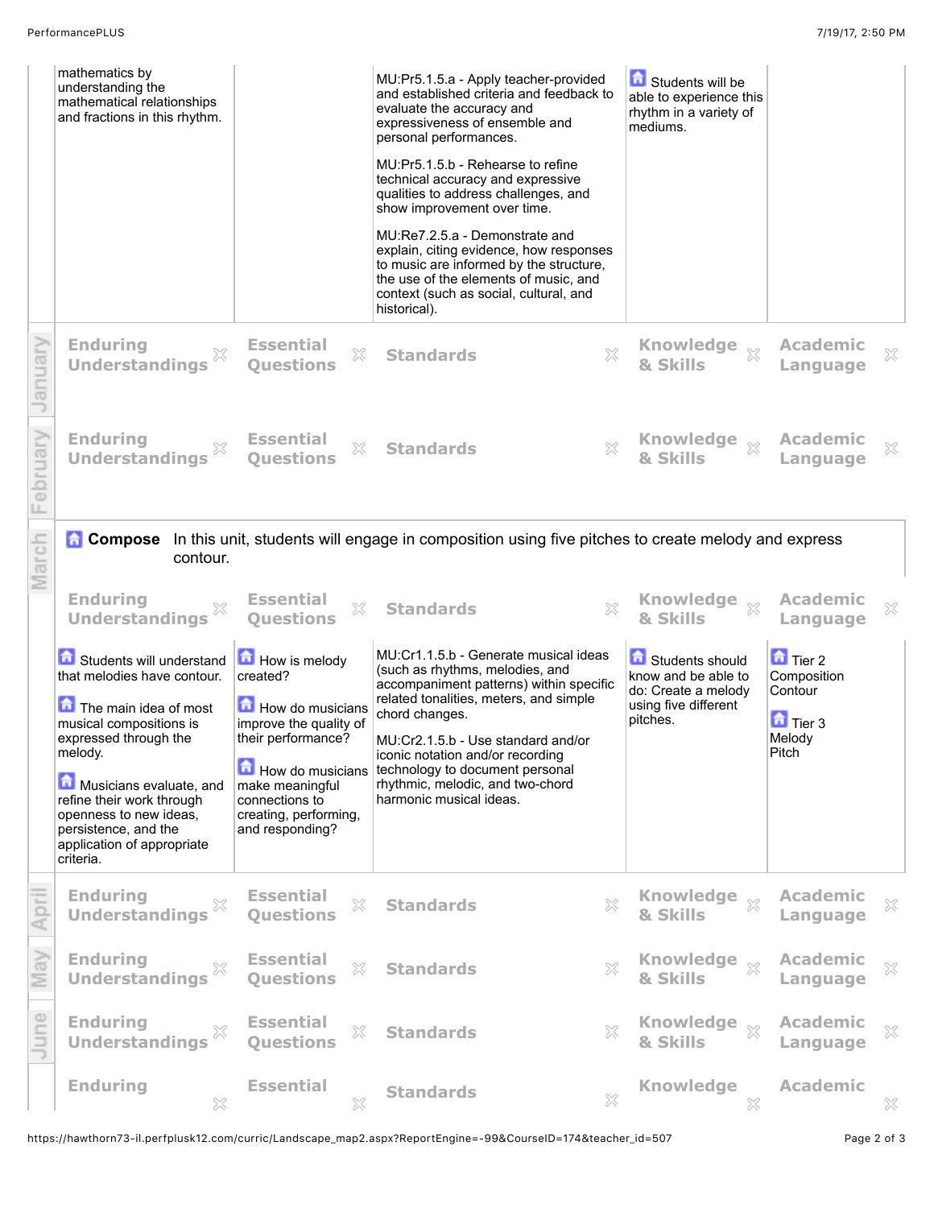| | Enduring Understandings | Essential Questions | Standards | Knowledge & Skills | Academic Language |
|---|---|---|---|---|---|
| | mathematics by understanding the mathematical relationships and fractions in this rhythm. | | MU:Pr5.1.5.a - Apply teacher-provided and established criteria and feedback to evaluate the accuracy and expressiveness of ensemble and personal performances. MU:Pr5.1.5.b - Rehearse to refine technical accuracy and expressive qualities to address challenges, and show improvement over time. MU:Re7.2.5.a - Demonstrate and explain, citing evidence, how responses to music are informed by the structure, the use of the elements of music, and context (such as social, cultural, and historical). | Students will be able to experience this rhythm in a variety of mediums. | |
| January | Enduring Understandings | Essential Questions | Standards | Knowledge & Skills | Academic Language |
| February | Enduring Understandings | Essential Questions | Standards | Knowledge & Skills | Academic Language |

## March

**Compose** In this unit, students will engage in composition using five pitches to create melody and express contour.

| Enduring Understandings | Essential Questions | Standards | Knowledge & Skills | Academic Language |
|---|---|---|---|---|
| Students will understand that melodies have contour. The main idea of most musical compositions is expressed through the melody. Musicians evaluate, and refine their work through openness to new ideas, persistence, and the application of appropriate criteria. | How is melody created? How do musicians improve the quality of their performance? How do musicians make meaningful connections to creating, performing, and responding? | MU:Cr1.1.5.b - Generate musical ideas (such as rhythms, melodies, and accompaniment patterns) within specific related tonalities, meters, and simple chord changes. MU:Cr2.1.5.b - Use standard and/or iconic notation and/or recording technology to document personal rhythmic, melodic, and two-chord harmonic musical ideas. | Students should know and be able to do: Create a melody using five different pitches. | Tier 2 Composition Contour Tier 3 Melody Pitch |

| | Enduring Understandings | Essential Questions | Standards | Knowledge & Skills | Academic Language |
|---|---|---|---|---|---|
| April | Enduring Understandings | Essential Questions | Standards | Knowledge & Skills | Academic Language |
| May | Enduring Understandings | Essential Questions | Standards | Knowledge & Skills | Academic Language |
| June | Enduring Understandings | Essential Questions | Standards | Knowledge & Skills | Academic Language |
| | Enduring | Essential | Standards | Knowledge | Academic |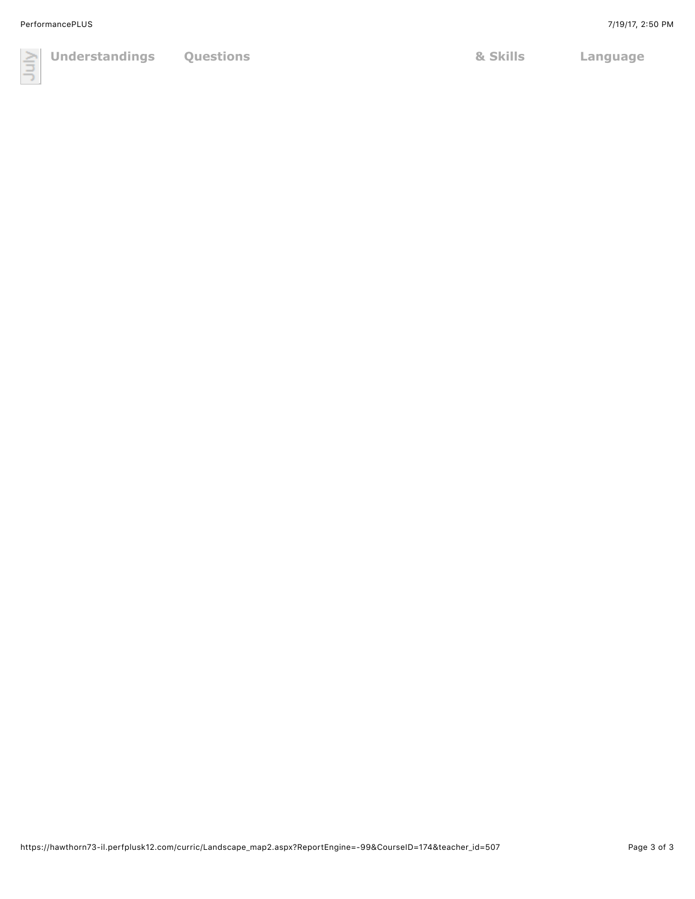| July | Understandings | Questions | & Skills | Language |
| --- | --- | --- | --- | --- |